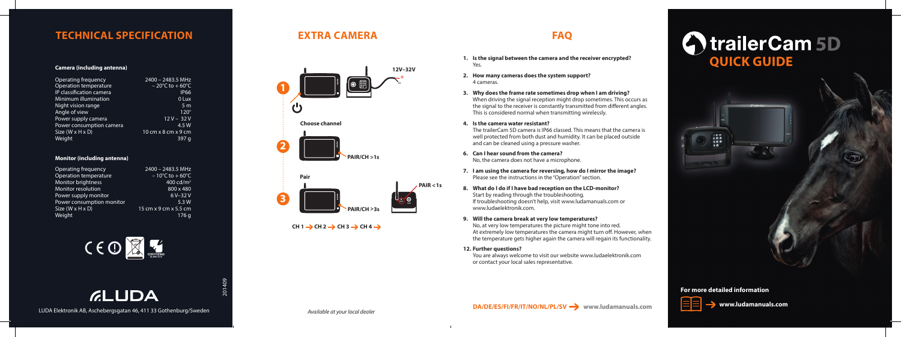# TECHNICAL SPECIFICATION

**Camera (including antenna)**

| | |
|---|---|
| Operating frequency | 2400 – 2483.5 MHz |
| Operation temperature | – 20°C to + 60°C |
| IP classification camera | IP66 |
| Minimum illumination | 0 Lux |
| Night vision range | 5 m |
| Angle of view | 120° |
| Power supply camera | 12 V – 32 V |
| Power consumption camera | 4.5 W |
| Size (W x H x D) | 10 cm x 8 cm x 9 cm |
| Weight | 397 g |

**Monitor (including antenna)**

| | |
|---|---|
| Operating frequency | 2400 – 2483.5 MHz |
| Operation temperature | – 10°C to + 60°C |
| Monitor brightness | 400 cd/m² |
| Monitor resolution | 800 x 480 |
| Power supply monitor | 6 V–32 V |
| Power consumption monitor | 5.3 W |
| Size (W x H x D) | 15 cm x 9 cm x 5 cm |
| Weight | 176 g |

LUDA

LUDA Elektronik AB, Aschebergsgatan 46, 411 33 Gothenburg/Sweden

201409

# EXTRA CAMERA

12V–32V

1

Choose channel

2 PAIR/CH >1s

Pair

3 PAIR/CH >3s

PAIR <1s

CH 1 → CH 2 → CH 3 → CH 4 →

*Available at your local dealer*

# FAQ

1. **Is the signal between the camera and the receiver encrypted?**
   Yes.
2. **How many cameras does the system support?**
   4 cameras.
3. **Why does the frame rate sometimes drop when I am driving?**
   When driving the signal reception might drop sometimes. This occurs as the signal to the receiver is constantly transmitted from different angles. This is considered normal when transmitting wirelessly.
4. **Is the camera water resistant?**
   The trailerCam 5D camera is IP66 classed. This means that the camera is well protected from both dust and humidity. It can be placed outside and can be cleaned using a pressure washer.
6. **Can I hear sound from the camera?**
   No, the camera does not have a microphone.
7. **I am using the camera for reversing, how do I mirror the image?**
   Please see the instructions in the "Operation" section.
8. **What do I do if I have bad reception on the LCD-monitor?**
   Start by reading through the troubleshooting. If troubleshooting doesn't help, visit www.ludamanuals.com or www.ludaelektronik.com.
9. **Will the camera break at very low temperatures?**
   No, at very low temperatures the picture might tone into red. At extremely low temperatures the camera might turn off. However, when the temperature gets higher again the camera will regain its functionality.
12. **Further questions?**
    You are always welcome to visit our website www.ludaelektronik.com or contact your local sales representative.

**DA/DE/ES/FI/FR/IT/NO/NL/PL/SV → www.ludamanuals.com**

# trailerCam 5D
## QUICK GUIDE

**For more detailed information**

→ **www.ludamanuals.com**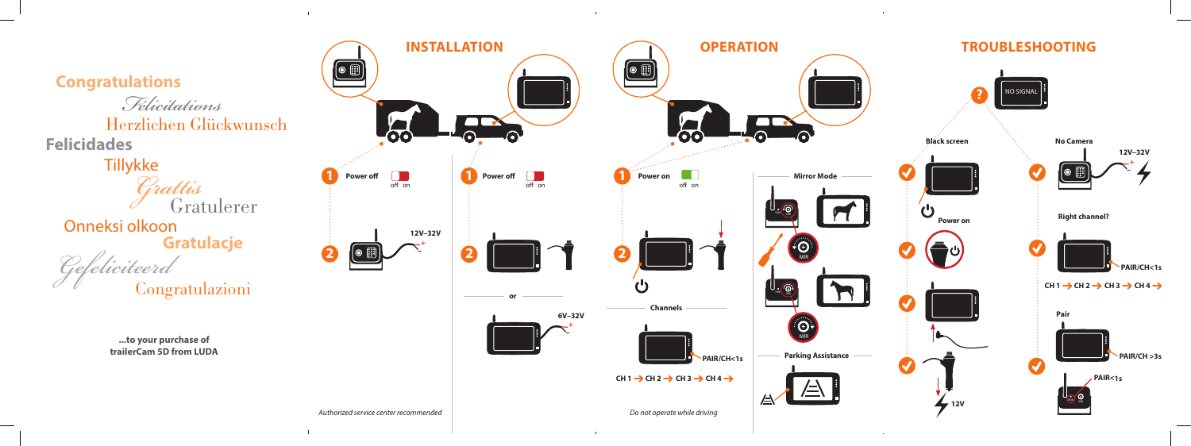**Congratulations**

*Félicitations*

Herzlichen Glückwunsch

**Felicidades**

Tillykke

*Grattis*

Gratulerer

Onneksi olkoon

**Gratulacje**

*Gefeliciteerd*

Congratulazioni

**...to your purchase of trailerCam 5D from LUDA**

## INSTALLATION

1 **Power off** off on

2 12V–32V

1 **Power off** off on

2

or

6V–32V

*Authorized service center recommended*

## OPERATION

1 **Power on** off on

2

**Channels**

PAIR/CH<1s

CH 1 → CH 2 → CH 3 → CH 4 →

**Mirror Mode**

MIR

MIR

**Parking Assistance**

*Do not operate while driving*

## TROUBLESHOOTING

NO SIGNAL

**Black screen**

**Power on**

12V

**No Camera**

12V–32V

**Right channel?**

PAIR/CH<1s

CH 1 → CH 2 → CH 3 → CH 4 →

**Pair**

PAIR/CH >3s

PAIR<1s